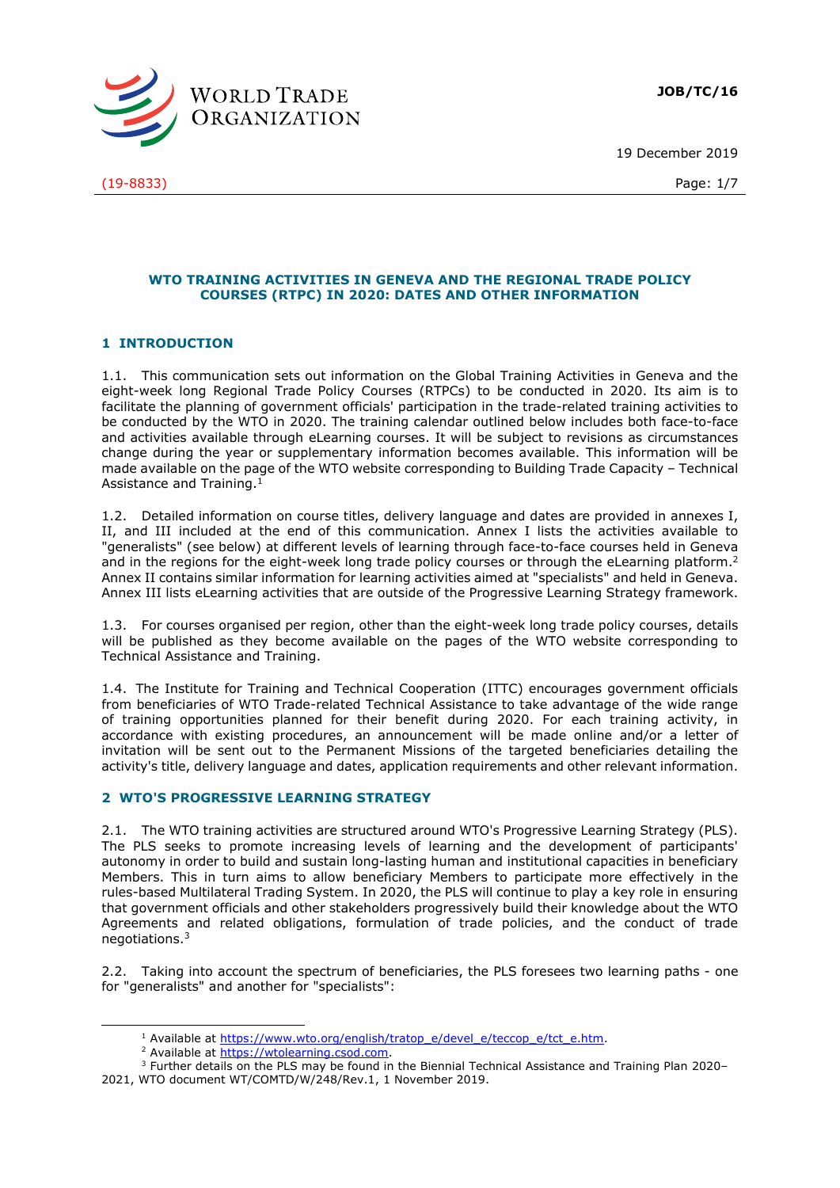JOB/TC/16

19 December 2019

(19-8833)

# WTO TRAINING ACTIVITIES IN GENEVA AND THE REGIONAL TRADE POLICY COURSES (RTPC) IN 2020: DATES AND OTHER INFORMATION

## 1 INTRODUCTION

1.1. This communication sets out information on the Global Training Activities in Geneva and the eight-week long Regional Trade Policy Courses (RTPCs) to be conducted in 2020. Its aim is to facilitate the planning of government officials' participation in the trade-related training activities to be conducted by the WTO in 2020. The training calendar outlined below includes both face-to-face and activities available through eLearning courses. It will be subject to revisions as circumstances change during the year or supplementary information becomes available. This information will be made available on the page of the WTO website corresponding to Building Trade Capacity – Technical Assistance and Training.[1]

1.2. Detailed information on course titles, delivery language and dates are provided in annexes I, II, and III included at the end of this communication. Annex I lists the activities available to "generalists" (see below) at different levels of learning through face-to-face courses held in Geneva and in the regions for the eight-week long trade policy courses or through the eLearning platform.[2] Annex II contains similar information for learning activities aimed at "specialists" and held in Geneva. Annex III lists eLearning activities that are outside of the Progressive Learning Strategy framework.

1.3. For courses organised per region, other than the eight-week long trade policy courses, details will be published as they become available on the pages of the WTO website corresponding to Technical Assistance and Training.

1.4. The Institute for Training and Technical Cooperation (ITTC) encourages government officials from beneficiaries of WTO Trade-related Technical Assistance to take advantage of the wide range of training opportunities planned for their benefit during 2020. For each training activity, in accordance with existing procedures, an announcement will be made online and/or a letter of invitation will be sent out to the Permanent Missions of the targeted beneficiaries detailing the activity's title, delivery language and dates, application requirements and other relevant information.

## 2 WTO'S PROGRESSIVE LEARNING STRATEGY

2.1. The WTO training activities are structured around WTO's Progressive Learning Strategy (PLS). The PLS seeks to promote increasing levels of learning and the development of participants' autonomy in order to build and sustain long-lasting human and institutional capacities in beneficiary Members. This in turn aims to allow beneficiary Members to participate more effectively in the rules-based Multilateral Trading System. In 2020, the PLS will continue to play a key role in ensuring that government officials and other stakeholders progressively build their knowledge about the WTO Agreements and related obligations, formulation of trade policies, and the conduct of trade negotiations.[3]

2.2. Taking into account the spectrum of beneficiaries, the PLS foresees two learning paths - one for "generalists" and another for "specialists":

---

[1] Available at https://www.wto.org/english/tratop_e/devel_e/teccop_e/tct_e.htm.

[2] Available at https://wtolearning.csod.com.

[3] Further details on the PLS may be found in the Biennial Technical Assistance and Training Plan 2020–2021, WTO document WT/COMTD/W/248/Rev.1, 1 November 2019.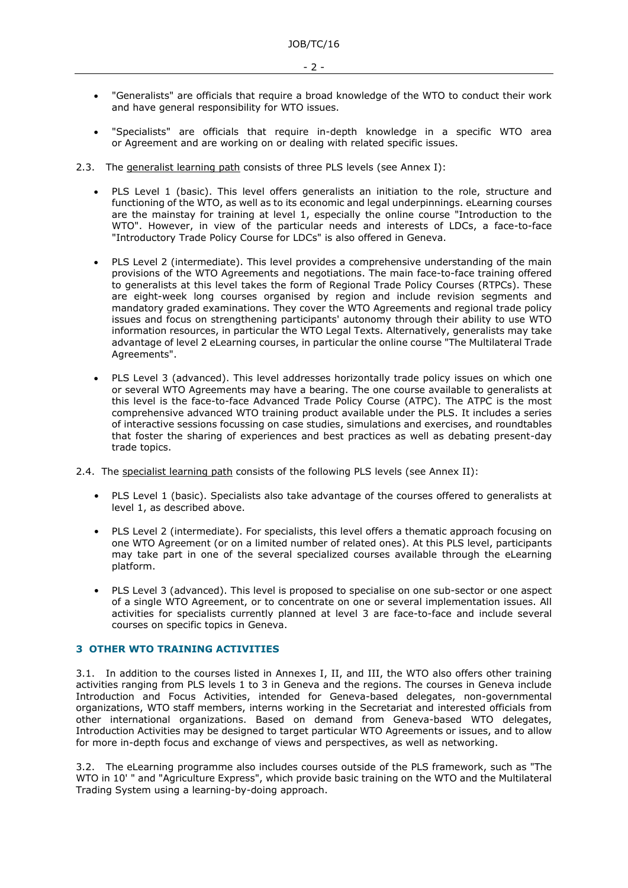- "Generalists" are officials that require a broad knowledge of the WTO to conduct their work and have general responsibility for WTO issues.

- "Specialists" are officials that require in-depth knowledge in a specific WTO area or Agreement and are working on or dealing with related specific issues.

2.3. The generalist learning path consists of three PLS levels (see Annex I):

- PLS Level 1 (basic). This level offers generalists an initiation to the role, structure and functioning of the WTO, as well as to its economic and legal underpinnings. eLearning courses are the mainstay for training at level 1, especially the online course "Introduction to the WTO". However, in view of the particular needs and interests of LDCs, a face-to-face "Introductory Trade Policy Course for LDCs" is also offered in Geneva.

- PLS Level 2 (intermediate). This level provides a comprehensive understanding of the main provisions of the WTO Agreements and negotiations. The main face-to-face training offered to generalists at this level takes the form of Regional Trade Policy Courses (RTPCs). These are eight-week long courses organised by region and include revision segments and mandatory graded examinations. They cover the WTO Agreements and regional trade policy issues and focus on strengthening participants' autonomy through their ability to use WTO information resources, in particular the WTO Legal Texts. Alternatively, generalists may take advantage of level 2 eLearning courses, in particular the online course "The Multilateral Trade Agreements".

- PLS Level 3 (advanced). This level addresses horizontally trade policy issues on which one or several WTO Agreements may have a bearing. The one course available to generalists at this level is the face-to-face Advanced Trade Policy Course (ATPC). The ATPC is the most comprehensive advanced WTO training product available under the PLS. It includes a series of interactive sessions focussing on case studies, simulations and exercises, and roundtables that foster the sharing of experiences and best practices as well as debating present-day trade topics.

2.4. The specialist learning path consists of the following PLS levels (see Annex II):

- PLS Level 1 (basic). Specialists also take advantage of the courses offered to generalists at level 1, as described above.

- PLS Level 2 (intermediate). For specialists, this level offers a thematic approach focusing on one WTO Agreement (or on a limited number of related ones). At this PLS level, participants may take part in one of the several specialized courses available through the eLearning platform.

- PLS Level 3 (advanced). This level is proposed to specialise on one sub-sector or one aspect of a single WTO Agreement, or to concentrate on one or several implementation issues. All activities for specialists currently planned at level 3 are face-to-face and include several courses on specific topics in Geneva.

## 3 OTHER WTO TRAINING ACTIVITIES

3.1. In addition to the courses listed in Annexes I, II, and III, the WTO also offers other training activities ranging from PLS levels 1 to 3 in Geneva and the regions. The courses in Geneva include Introduction and Focus Activities, intended for Geneva-based delegates, non-governmental organizations, WTO staff members, interns working in the Secretariat and interested officials from other international organizations. Based on demand from Geneva-based WTO delegates, Introduction Activities may be designed to target particular WTO Agreements or issues, and to allow for more in-depth focus and exchange of views and perspectives, as well as networking.

3.2. The eLearning programme also includes courses outside of the PLS framework, such as "The WTO in 10' " and "Agriculture Express", which provide basic training on the WTO and the Multilateral Trading System using a learning-by-doing approach.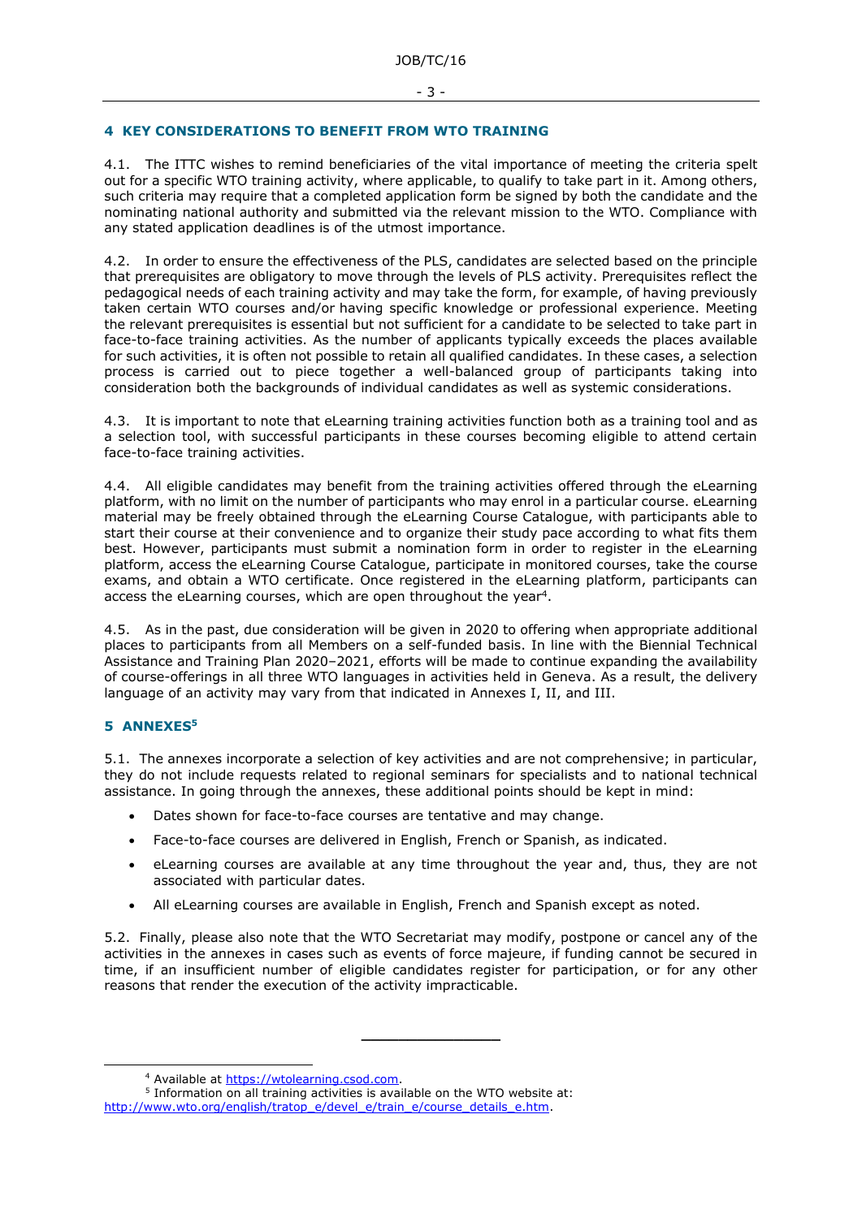## 4 KEY CONSIDERATIONS TO BENEFIT FROM WTO TRAINING

4.1. The ITTC wishes to remind beneficiaries of the vital importance of meeting the criteria spelt out for a specific WTO training activity, where applicable, to qualify to take part in it. Among others, such criteria may require that a completed application form be signed by both the candidate and the nominating national authority and submitted via the relevant mission to the WTO. Compliance with any stated application deadlines is of the utmost importance.

4.2. In order to ensure the effectiveness of the PLS, candidates are selected based on the principle that prerequisites are obligatory to move through the levels of PLS activity. Prerequisites reflect the pedagogical needs of each training activity and may take the form, for example, of having previously taken certain WTO courses and/or having specific knowledge or professional experience. Meeting the relevant prerequisites is essential but not sufficient for a candidate to be selected to take part in face-to-face training activities. As the number of applicants typically exceeds the places available for such activities, it is often not possible to retain all qualified candidates. In these cases, a selection process is carried out to piece together a well-balanced group of participants taking into consideration both the backgrounds of individual candidates as well as systemic considerations.

4.3. It is important to note that eLearning training activities function both as a training tool and as a selection tool, with successful participants in these courses becoming eligible to attend certain face-to-face training activities.

4.4. All eligible candidates may benefit from the training activities offered through the eLearning platform, with no limit on the number of participants who may enrol in a particular course. eLearning material may be freely obtained through the eLearning Course Catalogue, with participants able to start their course at their convenience and to organize their study pace according to what fits them best. However, participants must submit a nomination form in order to register in the eLearning platform, access the eLearning Course Catalogue, participate in monitored courses, take the course exams, and obtain a WTO certificate. Once registered in the eLearning platform, participants can access the eLearning courses, which are open throughout the year[4].

4.5. As in the past, due consideration will be given in 2020 to offering when appropriate additional places to participants from all Members on a self-funded basis. In line with the Biennial Technical Assistance and Training Plan 2020–2021, efforts will be made to continue expanding the availability of course-offerings in all three WTO languages in activities held in Geneva. As a result, the delivery language of an activity may vary from that indicated in Annexes I, II, and III.

## 5 ANNEXES[5]

5.1. The annexes incorporate a selection of key activities and are not comprehensive; in particular, they do not include requests related to regional seminars for specialists and to national technical assistance. In going through the annexes, these additional points should be kept in mind:

- Dates shown for face-to-face courses are tentative and may change.
- Face-to-face courses are delivered in English, French or Spanish, as indicated.
- eLearning courses are available at any time throughout the year and, thus, they are not associated with particular dates.
- All eLearning courses are available in English, French and Spanish except as noted.

5.2. Finally, please also note that the WTO Secretariat may modify, postpone or cancel any of the activities in the annexes in cases such as events of force majeure, if funding cannot be secured in time, if an insufficient number of eligible candidates register for participation, or for any other reasons that render the execution of the activity impracticable.

---

[4] Available at https://wtolearning.csod.com.

[5] Information on all training activities is available on the WTO website at: http://www.wto.org/english/tratop_e/devel_e/train_e/course_details_e.htm.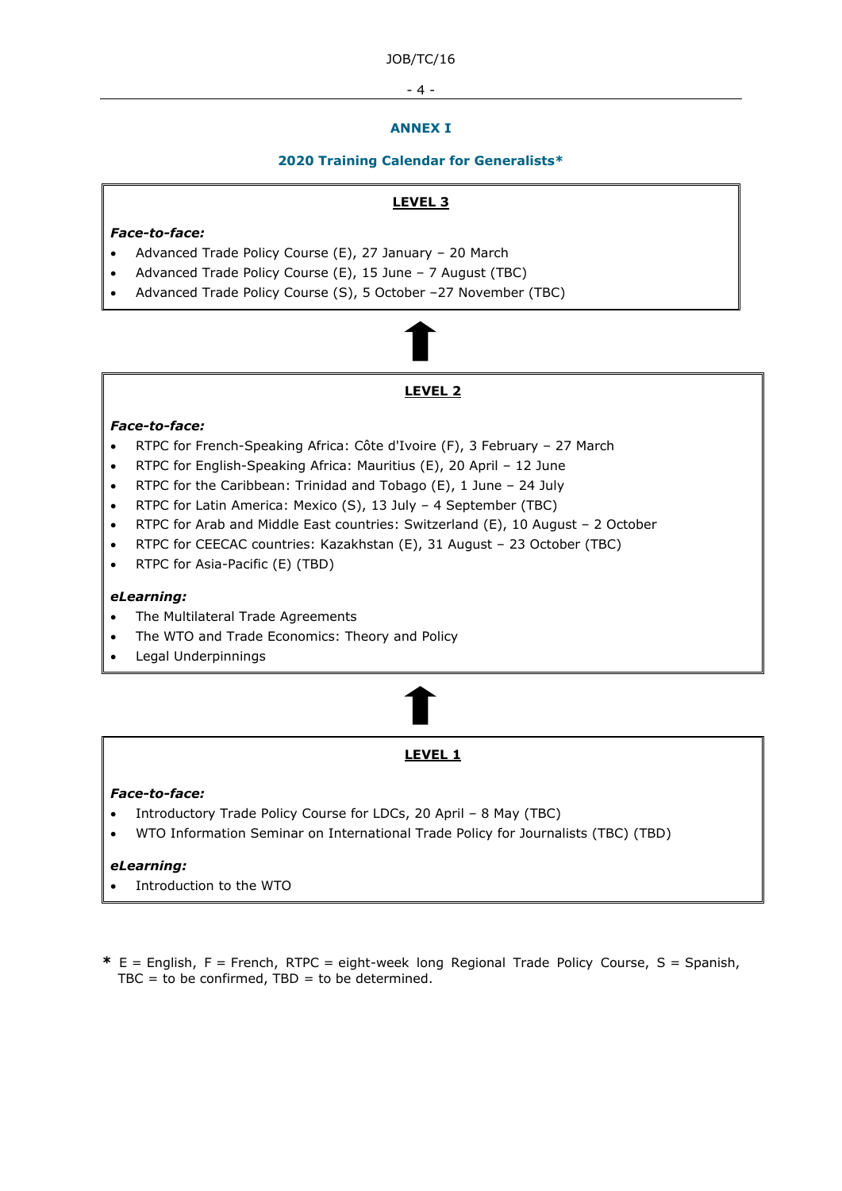# ANNEX I

## 2020 Training Calendar for Generalists*

### LEVEL 3

***Face-to-face:***

- Advanced Trade Policy Course (E), 27 January – 20 March
- Advanced Trade Policy Course (E), 15 June – 7 August (TBC)
- Advanced Trade Policy Course (S), 5 October –27 November (TBC)

↑

### LEVEL 2

***Face-to-face:***

- RTPC for French-Speaking Africa: Côte d'Ivoire (F), 3 February – 27 March
- RTPC for English-Speaking Africa: Mauritius (E), 20 April – 12 June
- RTPC for the Caribbean: Trinidad and Tobago (E), 1 June – 24 July
- RTPC for Latin America: Mexico (S), 13 July – 4 September (TBC)
- RTPC for Arab and Middle East countries: Switzerland (E), 10 August – 2 October
- RTPC for CEECAC countries: Kazakhstan (E), 31 August – 23 October (TBC)
- RTPC for Asia-Pacific (E) (TBD)

***eLearning:***

- The Multilateral Trade Agreements
- The WTO and Trade Economics: Theory and Policy
- Legal Underpinnings

↑

### LEVEL 1

***Face-to-face:***

- Introductory Trade Policy Course for LDCs, 20 April – 8 May (TBC)
- WTO Information Seminar on International Trade Policy for Journalists (TBC) (TBD)

***eLearning:***

- Introduction to the WTO

\* E = English, F = French, RTPC = eight-week long Regional Trade Policy Course, S = Spanish, TBC = to be confirmed, TBD = to be determined.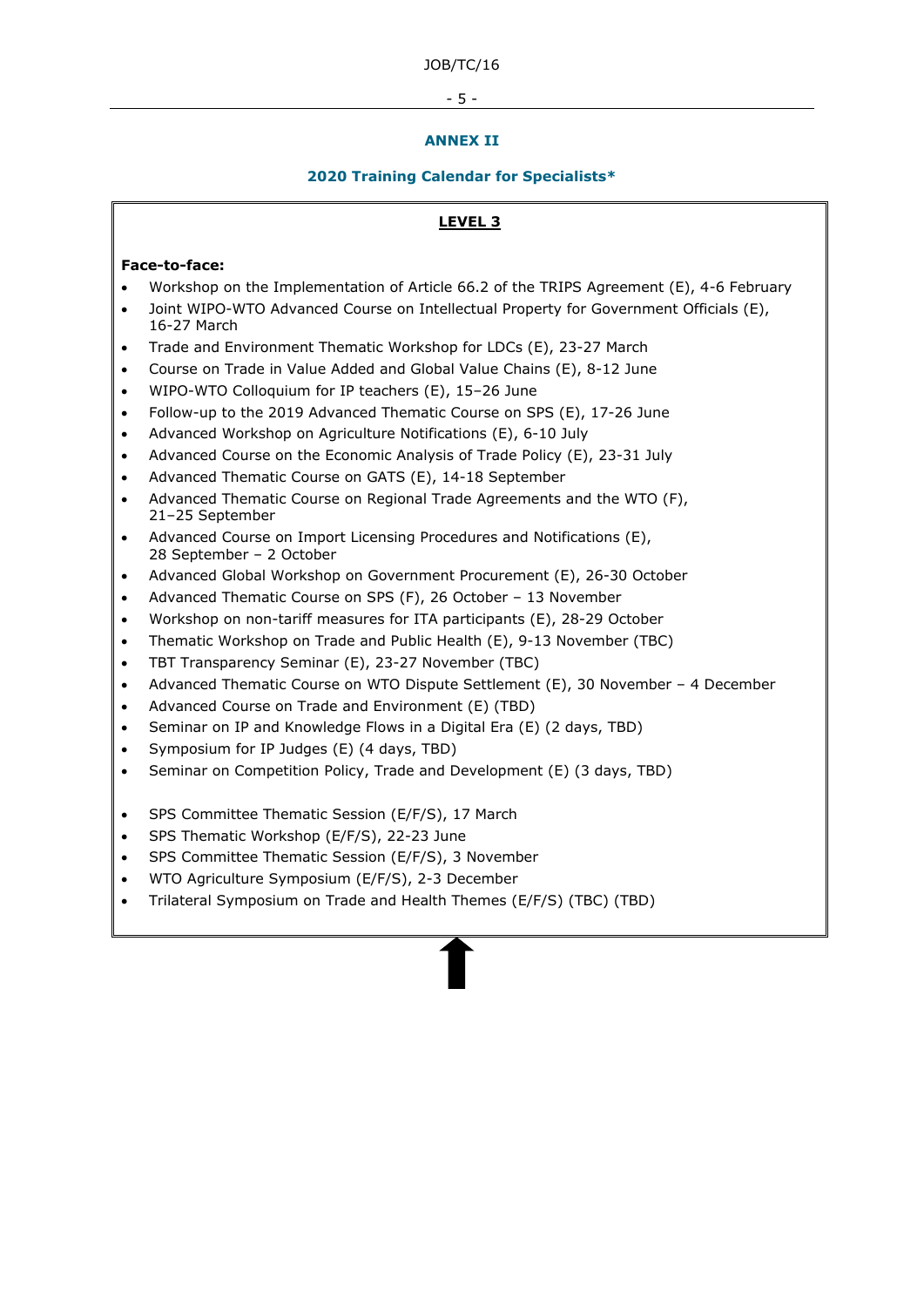## ANNEX II

### 2020 Training Calendar for Specialists*

**LEVEL 3**

**Face-to-face:**

- Workshop on the Implementation of Article 66.2 of the TRIPS Agreement (E), 4-6 February
- Joint WIPO-WTO Advanced Course on Intellectual Property for Government Officials (E), 16-27 March
- Trade and Environment Thematic Workshop for LDCs (E), 23-27 March
- Course on Trade in Value Added and Global Value Chains (E), 8-12 June
- WIPO-WTO Colloquium for IP teachers (E), 15–26 June
- Follow-up to the 2019 Advanced Thematic Course on SPS (E), 17-26 June
- Advanced Workshop on Agriculture Notifications (E), 6-10 July
- Advanced Course on the Economic Analysis of Trade Policy (E), 23-31 July
- Advanced Thematic Course on GATS (E), 14-18 September
- Advanced Thematic Course on Regional Trade Agreements and the WTO (F), 21–25 September
- Advanced Course on Import Licensing Procedures and Notifications (E), 28 September – 2 October
- Advanced Global Workshop on Government Procurement (E), 26-30 October
- Advanced Thematic Course on SPS (F), 26 October – 13 November
- Workshop on non-tariff measures for ITA participants (E), 28-29 October
- Thematic Workshop on Trade and Public Health (E), 9-13 November (TBC)
- TBT Transparency Seminar (E), 23-27 November (TBC)
- Advanced Thematic Course on WTO Dispute Settlement (E), 30 November – 4 December
- Advanced Course on Trade and Environment (E) (TBD)
- Seminar on IP and Knowledge Flows in a Digital Era (E) (2 days, TBD)
- Symposium for IP Judges (E) (4 days, TBD)
- Seminar on Competition Policy, Trade and Development (E) (3 days, TBD)

- SPS Committee Thematic Session (E/F/S), 17 March
- SPS Thematic Workshop (E/F/S), 22-23 June
- SPS Committee Thematic Session (E/F/S), 3 November
- WTO Agriculture Symposium (E/F/S), 2-3 December
- Trilateral Symposium on Trade and Health Themes (E/F/S) (TBC) (TBD)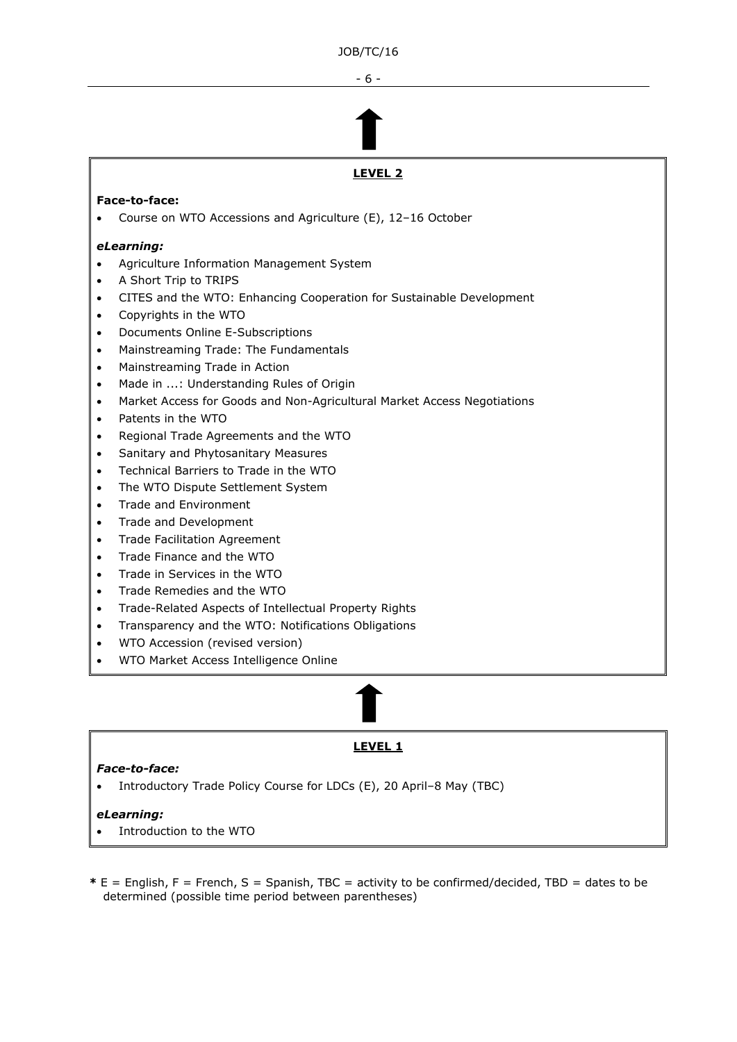**LEVEL 2**

**Face-to-face:**

- Course on WTO Accessions and Agriculture (E), 12–16 October

***eLearning:***

- Agriculture Information Management System
- A Short Trip to TRIPS
- CITES and the WTO: Enhancing Cooperation for Sustainable Development
- Copyrights in the WTO
- Documents Online E-Subscriptions
- Mainstreaming Trade: The Fundamentals
- Mainstreaming Trade in Action
- Made in ...: Understanding Rules of Origin
- Market Access for Goods and Non-Agricultural Market Access Negotiations
- Patents in the WTO
- Regional Trade Agreements and the WTO
- Sanitary and Phytosanitary Measures
- Technical Barriers to Trade in the WTO
- The WTO Dispute Settlement System
- Trade and Environment
- Trade and Development
- Trade Facilitation Agreement
- Trade Finance and the WTO
- Trade in Services in the WTO
- Trade Remedies and the WTO
- Trade-Related Aspects of Intellectual Property Rights
- Transparency and the WTO: Notifications Obligations
- WTO Accession (revised version)
- WTO Market Access Intelligence Online

**LEVEL 1**

***Face-to-face:***

- Introductory Trade Policy Course for LDCs (E), 20 April–8 May (TBC)

***eLearning:***

- Introduction to the WTO

**\*** E = English, F = French, S = Spanish, TBC = activity to be confirmed/decided, TBD = dates to be determined (possible time period between parentheses)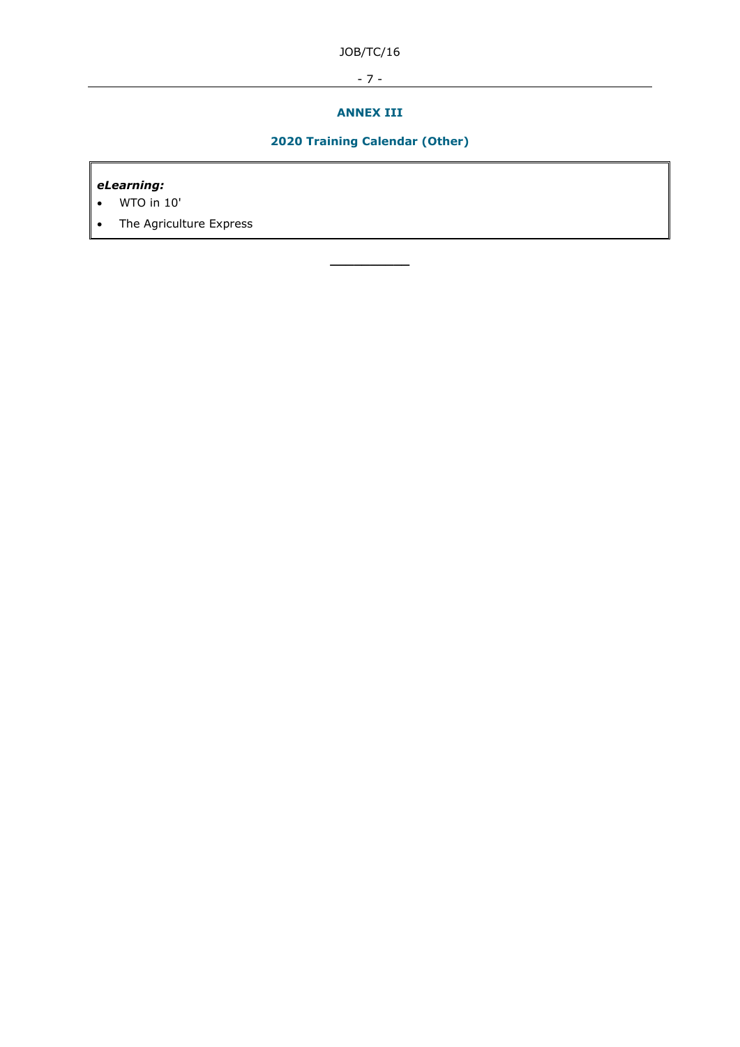## ANNEX III

### 2020 Training Calendar (Other)

***eLearning:***

- WTO in 10'
- The Agriculture Express

__________